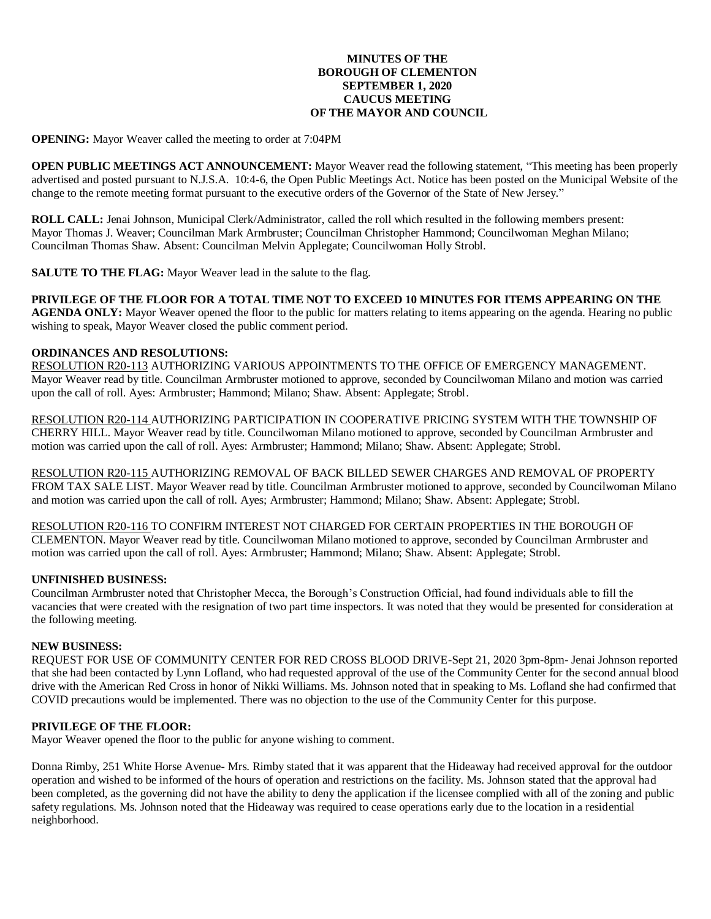# MINUTES OF THE BOROUGH OF CLEMENTON SEPTEMBER 1, 2020 CAUCUS MEETING OF THE MAYOR AND COUNCIL

**OPENING:** Mayor Weaver called the meeting to order at 7:04PM

**OPEN PUBLIC MEETINGS ACT ANNOUNCEMENT:** Mayor Weaver read the following statement, "This meeting has been properly advertised and posted pursuant to N.J.S.A. 10:4-6, the Open Public Meetings Act. Notice has been posted on the Municipal Website of the change to the remote meeting format pursuant to the executive orders of the Governor of the State of New Jersey."

**ROLL CALL:** Jenai Johnson, Municipal Clerk/Administrator, called the roll which resulted in the following members present: Mayor Thomas J. Weaver; Councilman Mark Armbruster; Councilman Christopher Hammond; Councilwoman Meghan Milano; Councilman Thomas Shaw. Absent: Councilman Melvin Applegate; Councilwoman Holly Strobl.

**SALUTE TO THE FLAG:** Mayor Weaver lead in the salute to the flag.

**PRIVILEGE OF THE FLOOR FOR A TOTAL TIME NOT TO EXCEED 10 MINUTES FOR ITEMS APPEARING ON THE AGENDA ONLY:** Mayor Weaver opened the floor to the public for matters relating to items appearing on the agenda. Hearing no public wishing to speak, Mayor Weaver closed the public comment period.

**ORDINANCES AND RESOLUTIONS:**

RESOLUTION R20-113 AUTHORIZING VARIOUS APPOINTMENTS TO THE OFFICE OF EMERGENCY MANAGEMENT. Mayor Weaver read by title. Councilman Armbruster motioned to approve, seconded by Councilwoman Milano and motion was carried upon the call of roll. Ayes: Armbruster; Hammond; Milano; Shaw. Absent: Applegate; Strobl.

RESOLUTION R20-114 AUTHORIZING PARTICIPATION IN COOPERATIVE PRICING SYSTEM WITH THE TOWNSHIP OF CHERRY HILL. Mayor Weaver read by title. Councilwoman Milano motioned to approve, seconded by Councilman Armbruster and motion was carried upon the call of roll. Ayes: Armbruster; Hammond; Milano; Shaw. Absent: Applegate; Strobl.

RESOLUTION R20-115 AUTHORIZING REMOVAL OF BACK BILLED SEWER CHARGES AND REMOVAL OF PROPERTY FROM TAX SALE LIST. Mayor Weaver read by title. Councilman Armbruster motioned to approve, seconded by Councilwoman Milano and motion was carried upon the call of roll. Ayes; Armbruster; Hammond; Milano; Shaw. Absent: Applegate; Strobl.

RESOLUTION R20-116 TO CONFIRM INTEREST NOT CHARGED FOR CERTAIN PROPERTIES IN THE BOROUGH OF CLEMENTON. Mayor Weaver read by title. Councilwoman Milano motioned to approve, seconded by Councilman Armbruster and motion was carried upon the call of roll. Ayes: Armbruster; Hammond; Milano; Shaw. Absent: Applegate; Strobl.

**UNFINISHED BUSINESS:**

Councilman Armbruster noted that Christopher Mecca, the Borough's Construction Official, had found individuals able to fill the vacancies that were created with the resignation of two part time inspectors. It was noted that they would be presented for consideration at the following meeting.

**NEW BUSINESS:**

REQUEST FOR USE OF COMMUNITY CENTER FOR RED CROSS BLOOD DRIVE-Sept 21, 2020 3pm-8pm- Jenai Johnson reported that she had been contacted by Lynn Lofland, who had requested approval of the use of the Community Center for the second annual blood drive with the American Red Cross in honor of Nikki Williams. Ms. Johnson noted that in speaking to Ms. Lofland she had confirmed that COVID precautions would be implemented. There was no objection to the use of the Community Center for this purpose.

**PRIVILEGE OF THE FLOOR:**

Mayor Weaver opened the floor to the public for anyone wishing to comment.

Donna Rimby, 251 White Horse Avenue- Mrs. Rimby stated that it was apparent that the Hideaway had received approval for the outdoor operation and wished to be informed of the hours of operation and restrictions on the facility. Ms. Johnson stated that the approval had been completed, as the governing did not have the ability to deny the application if the licensee complied with all of the zoning and public safety regulations. Ms. Johnson noted that the Hideaway was required to cease operations early due to the location in a residential neighborhood.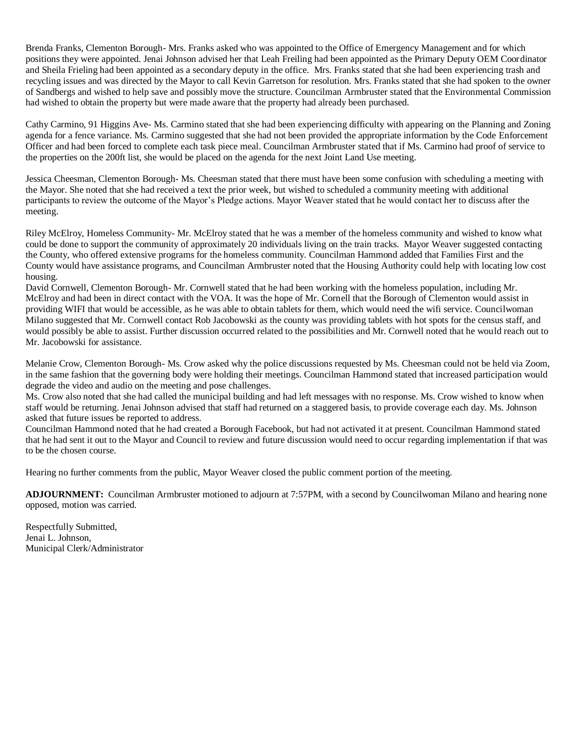Brenda Franks, Clementon Borough- Mrs. Franks asked who was appointed to the Office of Emergency Management and for which positions they were appointed. Jenai Johnson advised her that Leah Freiling had been appointed as the Primary Deputy OEM Coordinator and Sheila Frieling had been appointed as a secondary deputy in the office. Mrs. Franks stated that she had been experiencing trash and recycling issues and was directed by the Mayor to call Kevin Garretson for resolution. Mrs. Franks stated that she had spoken to the owner of Sandbergs and wished to help save and possibly move the structure. Councilman Armbruster stated that the Environmental Commission had wished to obtain the property but were made aware that the property had already been purchased.

Cathy Carmino, 91 Higgins Ave- Ms. Carmino stated that she had been experiencing difficulty with appearing on the Planning and Zoning agenda for a fence variance. Ms. Carmino suggested that she had not been provided the appropriate information by the Code Enforcement Officer and had been forced to complete each task piece meal. Councilman Armbruster stated that if Ms. Carmino had proof of service to the properties on the 200ft list, she would be placed on the agenda for the next Joint Land Use meeting.

Jessica Cheesman, Clementon Borough- Ms. Cheesman stated that there must have been some confusion with scheduling a meeting with the Mayor. She noted that she had received a text the prior week, but wished to scheduled a community meeting with additional participants to review the outcome of the Mayor's Pledge actions. Mayor Weaver stated that he would contact her to discuss after the meeting.

Riley McElroy, Homeless Community- Mr. McElroy stated that he was a member of the homeless community and wished to know what could be done to support the community of approximately 20 individuals living on the train tracks. Mayor Weaver suggested contacting the County, who offered extensive programs for the homeless community. Councilman Hammond added that Families First and the County would have assistance programs, and Councilman Armbruster noted that the Housing Authority could help with locating low cost housing.

David Cornwell, Clementon Borough- Mr. Cornwell stated that he had been working with the homeless population, including Mr. McElroy and had been in direct contact with the VOA. It was the hope of Mr. Cornell that the Borough of Clementon would assist in providing WIFI that would be accessible, as he was able to obtain tablets for them, which would need the wifi service. Councilwoman Milano suggested that Mr. Cornwell contact Rob Jacobowski as the county was providing tablets with hot spots for the census staff, and would possibly be able to assist. Further discussion occurred related to the possibilities and Mr. Cornwell noted that he would reach out to Mr. Jacobowski for assistance.

Melanie Crow, Clementon Borough- Ms. Crow asked why the police discussions requested by Ms. Cheesman could not be held via Zoom, in the same fashion that the governing body were holding their meetings. Councilman Hammond stated that increased participation would degrade the video and audio on the meeting and pose challenges.

Ms. Crow also noted that she had called the municipal building and had left messages with no response. Ms. Crow wished to know when staff would be returning. Jenai Johnson advised that staff had returned on a staggered basis, to provide coverage each day. Ms. Johnson asked that future issues be reported to address.

Councilman Hammond noted that he had created a Borough Facebook, but had not activated it at present. Councilman Hammond stated that he had sent it out to the Mayor and Council to review and future discussion would need to occur regarding implementation if that was to be the chosen course.

Hearing no further comments from the public, Mayor Weaver closed the public comment portion of the meeting.

**ADJOURNMENT:** Councilman Armbruster motioned to adjourn at 7:57PM, with a second by Councilwoman Milano and hearing none opposed, motion was carried.

Respectfully Submitted,
Jenai L. Johnson,
Municipal Clerk/Administrator